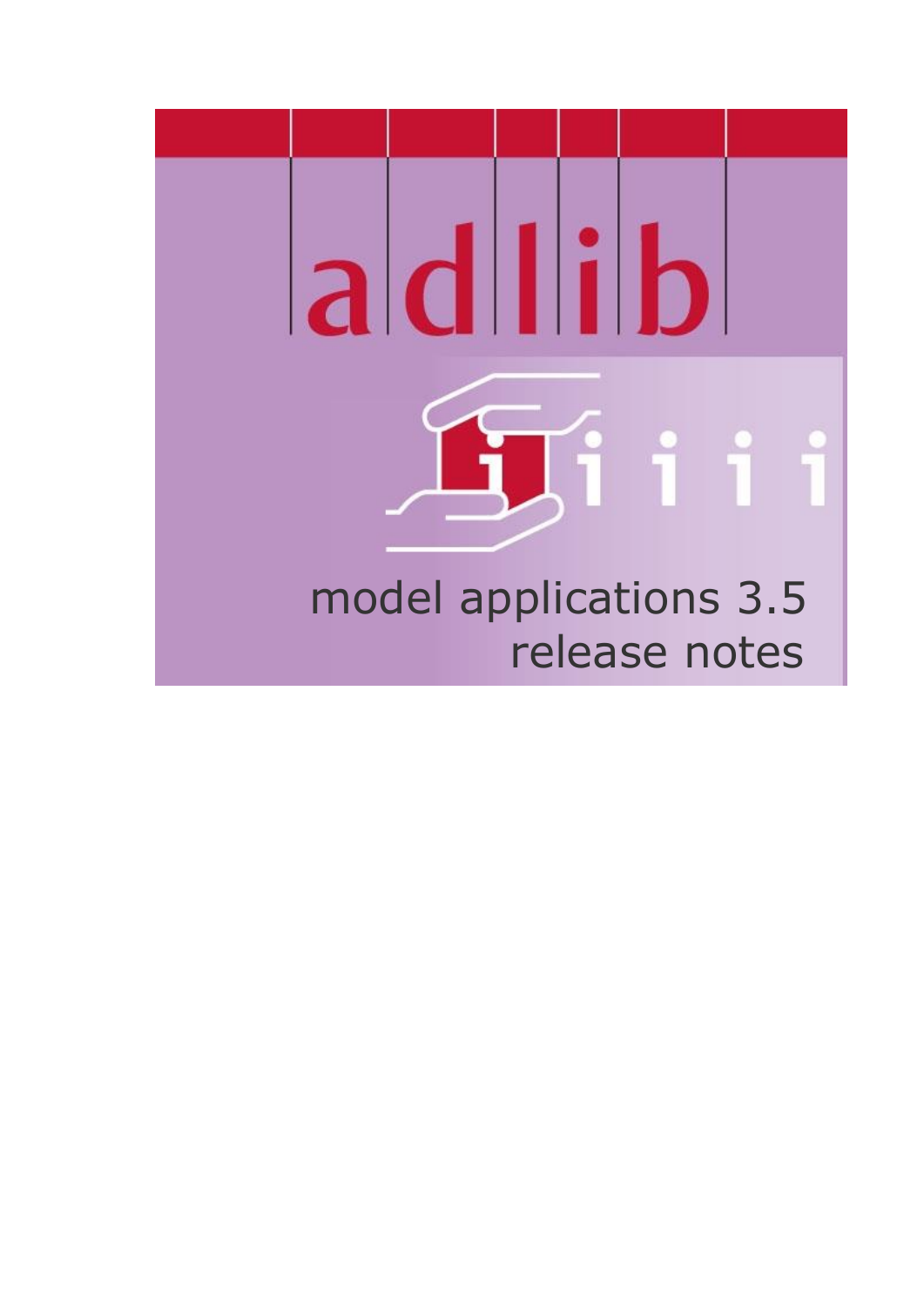# adlib

## model applications 3.5 release notes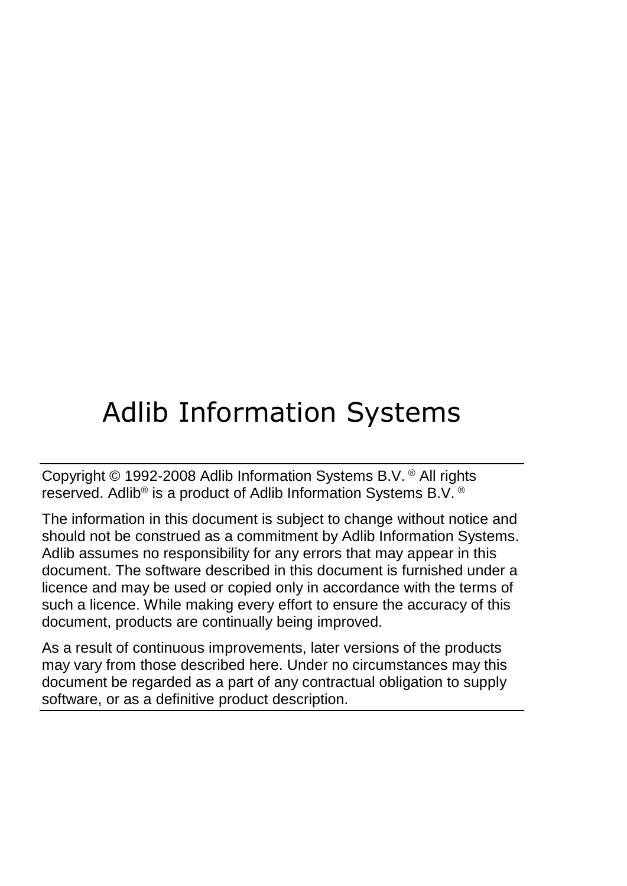# Adlib Information Systems

---

Copyright © 1992-2008 Adlib Information Systems B.V. ® All rights reserved. Adlib® is a product of Adlib Information Systems B.V. ®

The information in this document is subject to change without notice and should not be construed as a commitment by Adlib Information Systems. Adlib assumes no responsibility for any errors that may appear in this document. The software described in this document is furnished under a licence and may be used or copied only in accordance with the terms of such a licence. While making every effort to ensure the accuracy of this document, products are continually being improved.

As a result of continuous improvements, later versions of the products may vary from those described here. Under no circumstances may this document be regarded as a part of any contractual obligation to supply software, or as a definitive product description.

---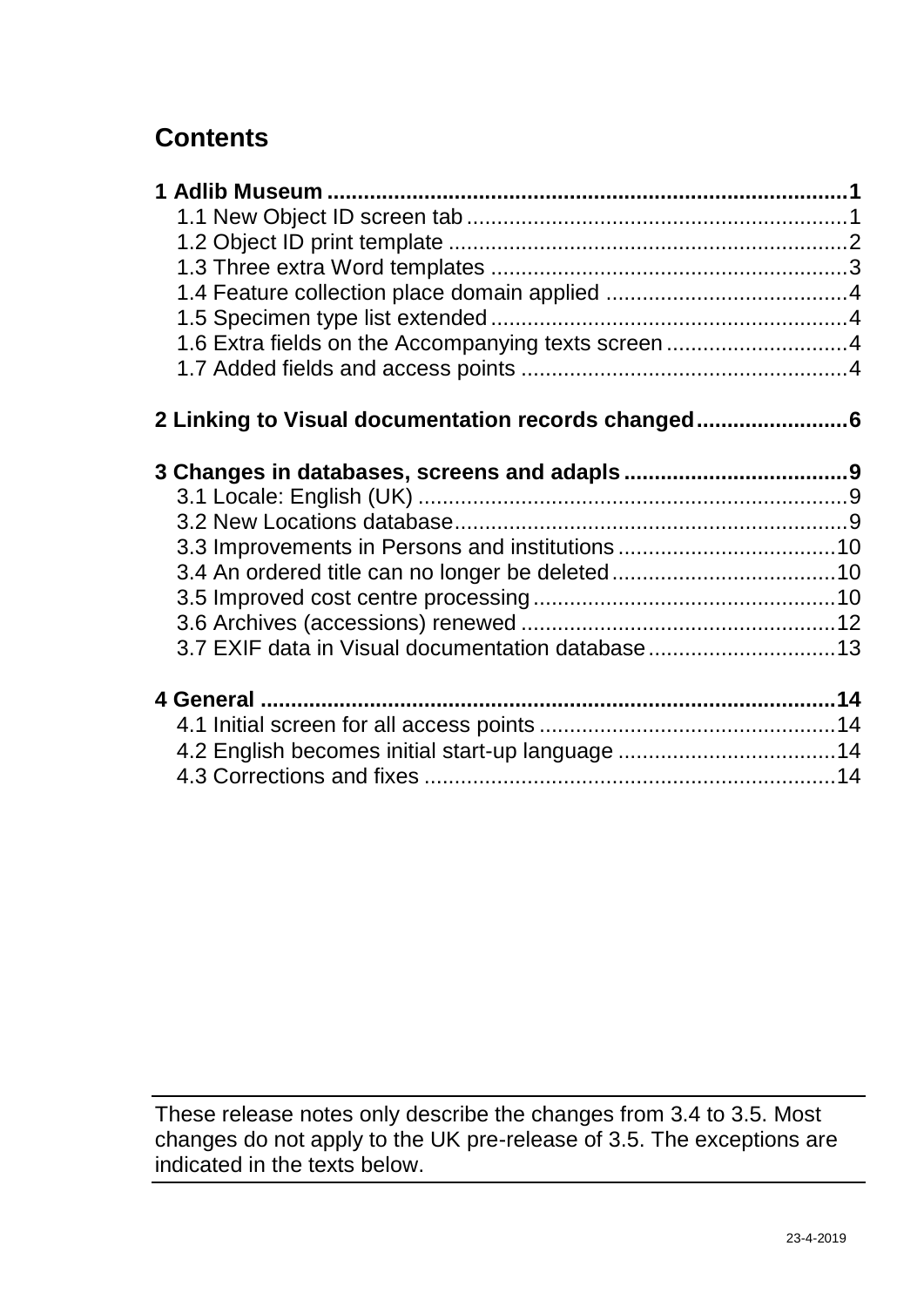## Contents

**1 Adlib Museum** ..... **1**

- 1.1 New Object ID screen tab ..... 1
- 1.2 Object ID print template ..... 2
- 1.3 Three extra Word templates ..... 3
- 1.4 Feature collection place domain applied ..... 4
- 1.5 Specimen type list extended ..... 4
- 1.6 Extra fields on the Accompanying texts screen ..... 4
- 1.7 Added fields and access points ..... 4

**2 Linking to Visual documentation records changed** ..... **6**

**3 Changes in databases, screens and adapls** ..... **9**

- 3.1 Locale: English (UK) ..... 9
- 3.2 New Locations database ..... 9
- 3.3 Improvements in Persons and institutions ..... 10
- 3.4 An ordered title can no longer be deleted ..... 10
- 3.5 Improved cost centre processing ..... 10
- 3.6 Archives (accessions) renewed ..... 12
- 3.7 EXIF data in Visual documentation database ..... 13

**4 General** ..... **14**

- 4.1 Initial screen for all access points ..... 14
- 4.2 English becomes initial start-up language ..... 14
- 4.3 Corrections and fixes ..... 14

---

These release notes only describe the changes from 3.4 to 3.5. Most changes do not apply to the UK pre-release of 3.5. The exceptions are indicated in the texts below.

---

23-4-2019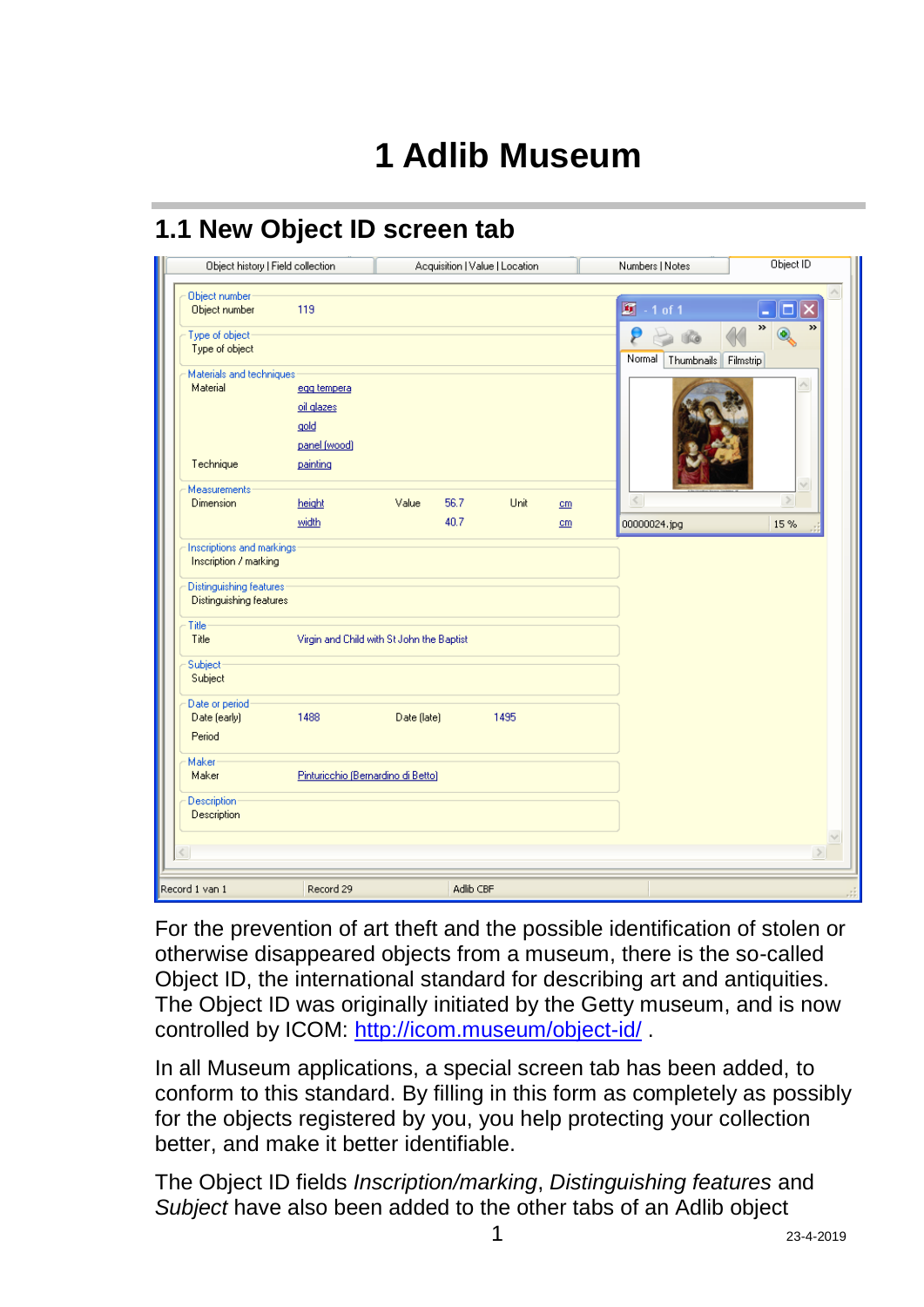# 1 Adlib Museum

## 1.1 New Object ID screen tab

For the prevention of art theft and the possible identification of stolen or otherwise disappeared objects from a museum, there is the so-called Object ID, the international standard for describing art and antiquities. The Object ID was originally initiated by the Getty museum, and is now controlled by ICOM: http://icom.museum/object-id/ .

In all Museum applications, a special screen tab has been added, to conform to this standard. By filling in this form as completely as possibly for the objects registered by you, you help protecting your collection better, and make it better identifiable.

The Object ID fields *Inscription/marking*, *Distinguishing features* and *Subject* have also been added to the other tabs of an Adlib object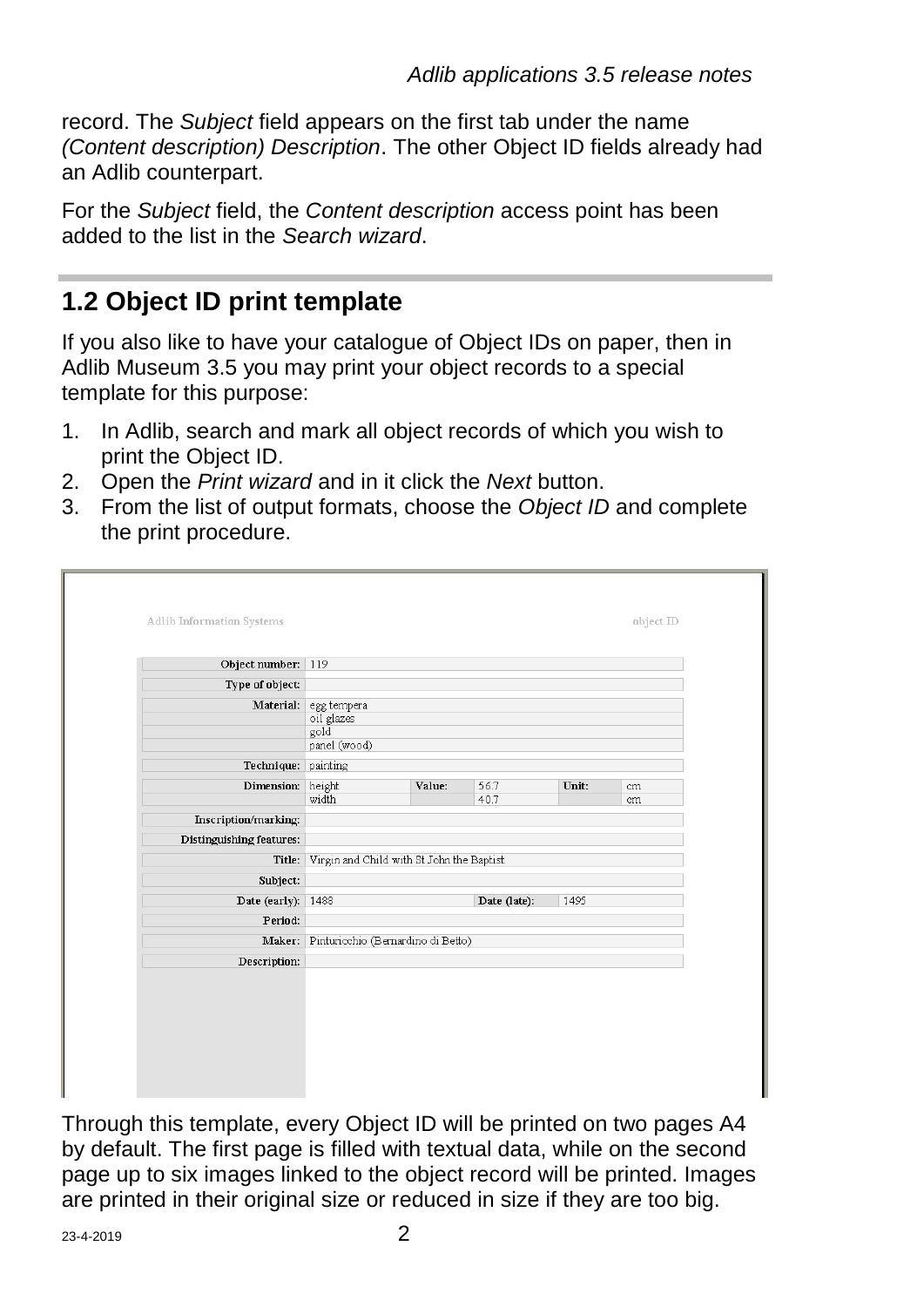record. The *Subject* field appears on the first tab under the name *(Content description) Description*. The other Object ID fields already had an Adlib counterpart.

For the *Subject* field, the *Content description* access point has been added to the list in the *Search wizard*.

## 1.2 Object ID print template

If you also like to have your catalogue of Object IDs on paper, then in Adlib Museum 3.5 you may print your object records to a special template for this purpose:

1. In Adlib, search and mark all object records of which you wish to print the Object ID.
2. Open the *Print wizard* and in it click the *Next* button.
3. From the list of output formats, choose the *Object ID* and complete the print procedure.

Adlib Information Systems — object ID

| | | | | | |
|---|---|---|---|---|---|
| Object number: | 119 | | | | |
| Type of object: | | | | | |
| Material: | egg tempera | | | | |
| | oil glazes | | | | |
| | gold | | | | |
| | panel (wood) | | | | |
| Technique: | painting | | | | |
| Dimension: | height | Value: | 56.7 | Unit: | cm |
| | width | | 40.7 | | cm |
| Inscription/marking: | | | | | |
| Distinguishing features: | | | | | |
| Title: | Virgin and Child with St John the Baptist | | | | |
| Subject: | | | | | |
| Date (early): | 1488 | | Date (late): | 1495 | |
| Period: | | | | | |
| Maker: | Pinturicchio (Bernardino di Betto) | | | | |
| Description: | | | | | |

Through this template, every Object ID will be printed on two pages A4 by default. The first page is filled with textual data, while on the second page up to six images linked to the object record will be printed. Images are printed in their original size or reduced in size if they are too big.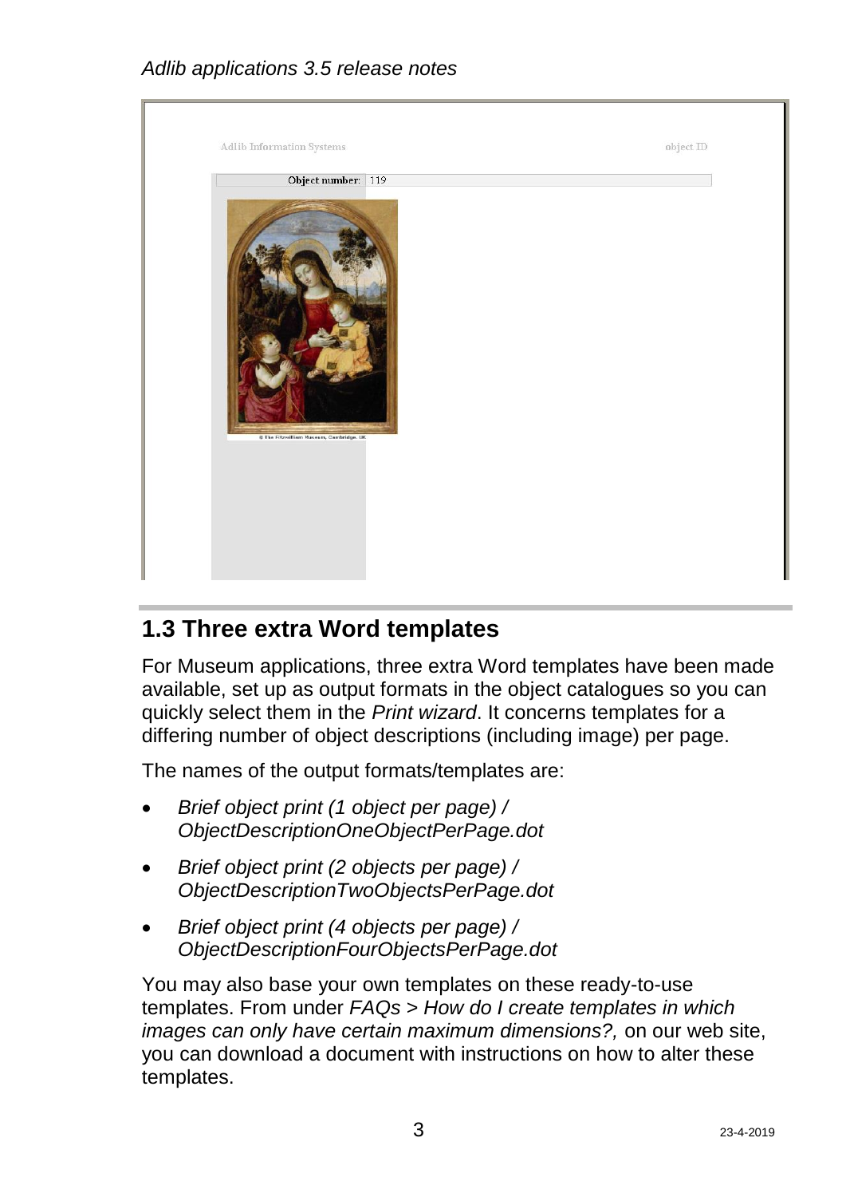## 1.3 Three extra Word templates

For Museum applications, three extra Word templates have been made available, set up as output formats in the object catalogues so you can quickly select them in the *Print wizard*. It concerns templates for a differing number of object descriptions (including image) per page.

The names of the output formats/templates are:

- *Brief object print (1 object per page) / ObjectDescriptionOneObjectPerPage.dot*
- *Brief object print (2 objects per page) / ObjectDescriptionTwoObjectsPerPage.dot*
- *Brief object print (4 objects per page) / ObjectDescriptionFourObjectsPerPage.dot*

You may also base your own templates on these ready-to-use templates. From under *FAQs* > *How do I create templates in which images can only have certain maximum dimensions?,* on our web site, you can download a document with instructions on how to alter these templates.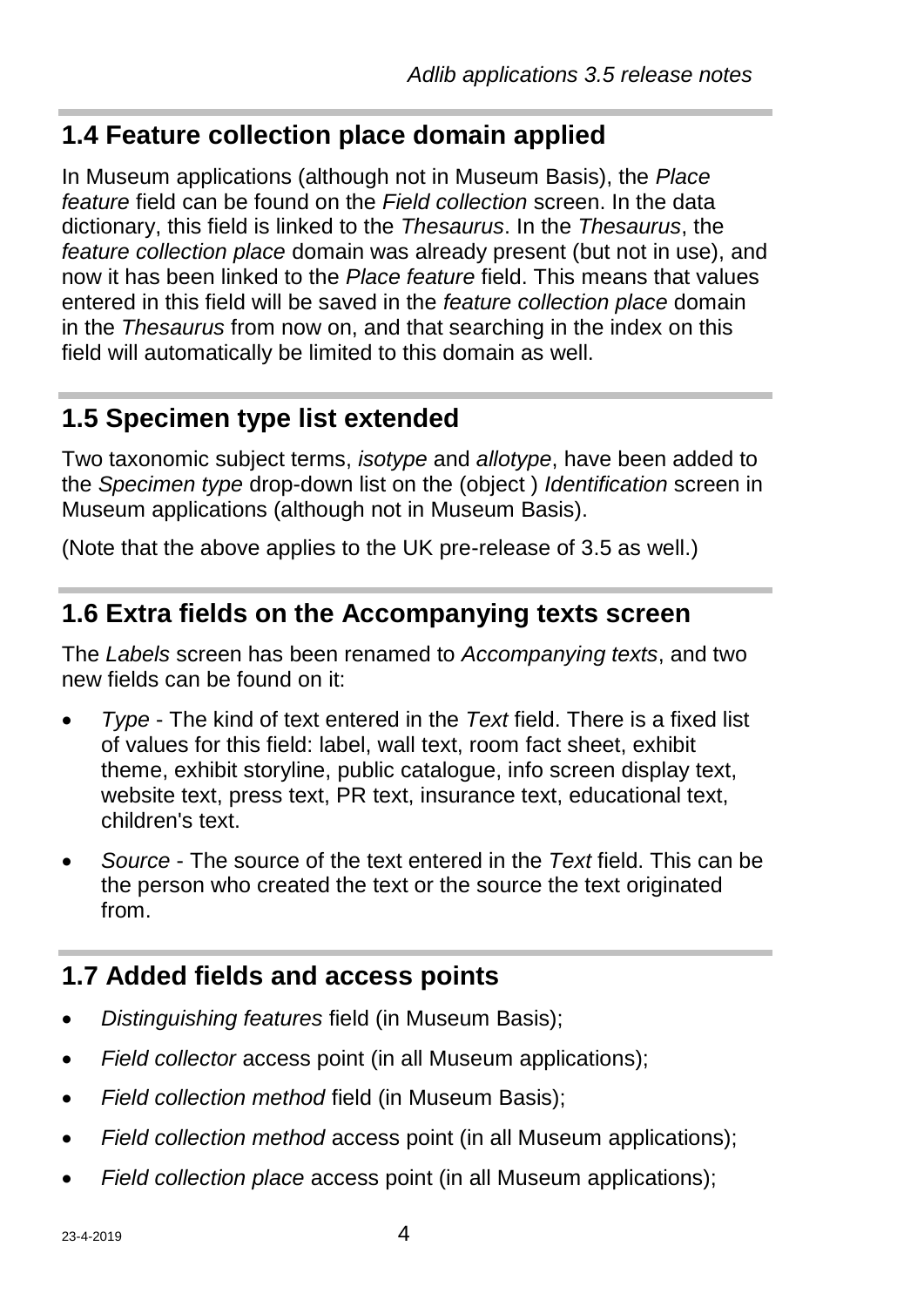## 1.4 Feature collection place domain applied

In Museum applications (although not in Museum Basis), the *Place feature* field can be found on the *Field collection* screen. In the data dictionary, this field is linked to the *Thesaurus*. In the *Thesaurus*, the *feature collection place* domain was already present (but not in use), and now it has been linked to the *Place feature* field. This means that values entered in this field will be saved in the *feature collection place* domain in the *Thesaurus* from now on, and that searching in the index on this field will automatically be limited to this domain as well.

## 1.5 Specimen type list extended

Two taxonomic subject terms, *isotype* and *allotype*, have been added to the *Specimen type* drop-down list on the (object ) *Identification* screen in Museum applications (although not in Museum Basis).

(Note that the above applies to the UK pre-release of 3.5 as well.)

## 1.6 Extra fields on the Accompanying texts screen

The *Labels* screen has been renamed to *Accompanying texts*, and two new fields can be found on it:

- *Type* - The kind of text entered in the *Text* field. There is a fixed list of values for this field: label, wall text, room fact sheet, exhibit theme, exhibit storyline, public catalogue, info screen display text, website text, press text, PR text, insurance text, educational text, children's text.
- *Source* - The source of the text entered in the *Text* field. This can be the person who created the text or the source the text originated from.

## 1.7 Added fields and access points

- *Distinguishing features* field (in Museum Basis);
- *Field collector* access point (in all Museum applications);
- *Field collection method* field (in Museum Basis);
- *Field collection method* access point (in all Museum applications);
- *Field collection place* access point (in all Museum applications);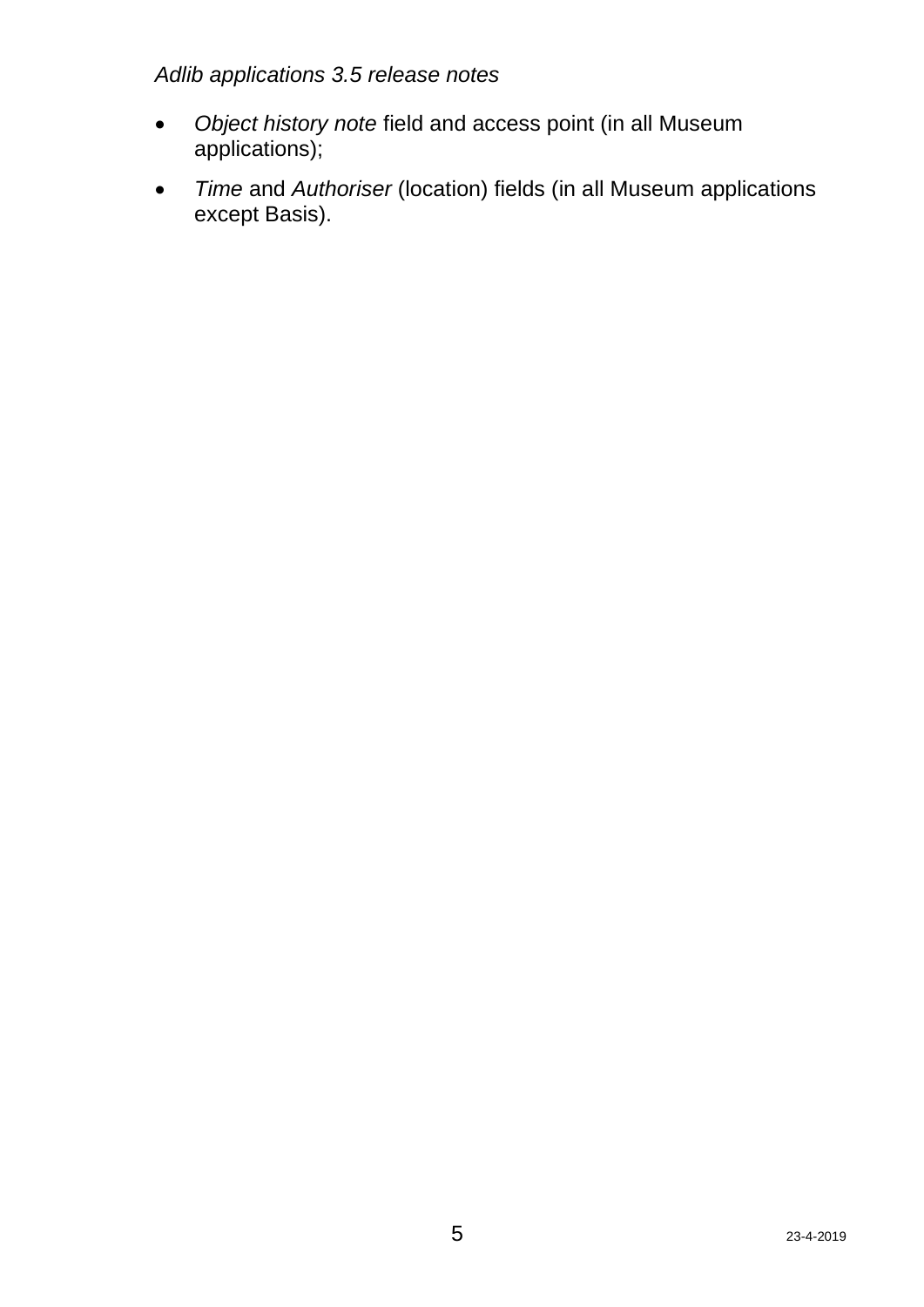- *Object history note* field and access point (in all Museum applications);
- *Time* and *Authoriser* (location) fields (in all Museum applications except Basis).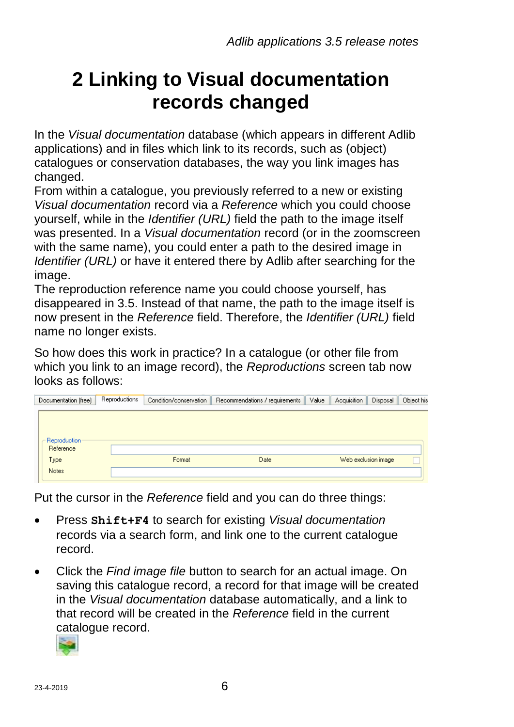# 2 Linking to Visual documentation records changed

In the *Visual documentation* database (which appears in different Adlib applications) and in files which link to its records, such as (object) catalogues or conservation databases, the way you link images has changed.
From within a catalogue, you previously referred to a new or existing *Visual documentation* record via a *Reference* which you could choose yourself, while in the *Identifier (URL)* field the path to the image itself was presented. In a *Visual documentation* record (or in the zoomscreen with the same name), you could enter a path to the desired image in *Identifier (URL)* or have it entered there by Adlib after searching for the image.
The reproduction reference name you could choose yourself, has disappeared in 3.5. Instead of that name, the path to the image itself is now present in the *Reference* field. Therefore, the *Identifier (URL)* field name no longer exists.

So how does this work in practice? In a catalogue (or other file from which you link to an image record), the *Reproductions* screen tab now looks as follows:

Documentation (free) | Reproductions | Condition/conservation | Recommendations / requirements | Value | Acquisition | Disposal | Object his

Reproduction
Reference
Type
Format
Date
Web exclusion image
Notes

Put the cursor in the *Reference* field and you can do three things:

- Press **Shift+F4** to search for existing *Visual documentation* records via a search form, and link one to the current catalogue record.
- Click the *Find image file* button to search for an actual image. On saving this catalogue record, a record for that image will be created in the *Visual documentation* database automatically, and a link to that record will be created in the *Reference* field in the current catalogue record.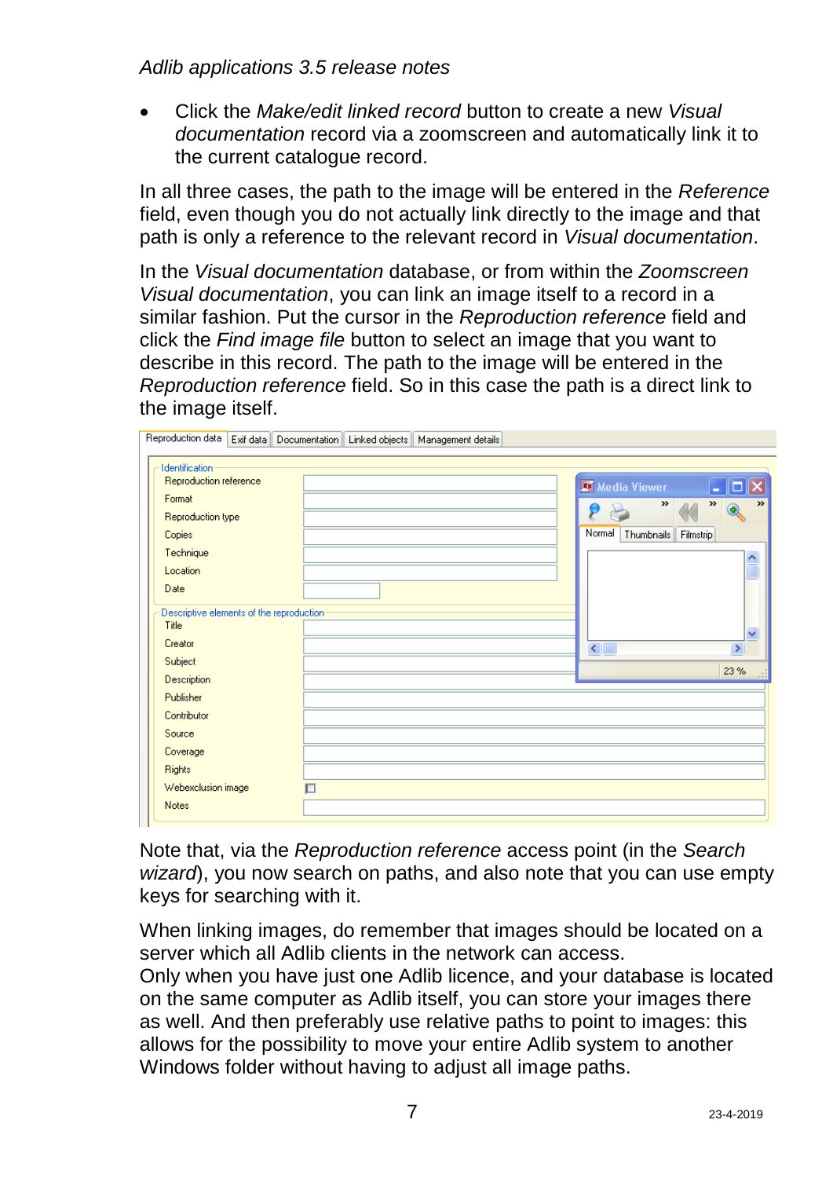- Click the *Make/edit linked record* button to create a new *Visual documentation* record via a zoomscreen and automatically link it to the current catalogue record.

In all three cases, the path to the image will be entered in the *Reference* field, even though you do not actually link directly to the image and that path is only a reference to the relevant record in *Visual documentation*.

In the *Visual documentation* database, or from within the *Zoomscreen Visual documentation*, you can link an image itself to a record in a similar fashion. Put the cursor in the *Reproduction reference* field and click the *Find image file* button to select an image that you want to describe in this record. The path to the image will be entered in the *Reproduction reference* field. So in this case the path is a direct link to the image itself.

Note that, via the *Reproduction reference* access point (in the *Search wizard*), you now search on paths, and also note that you can use empty keys for searching with it.

When linking images, do remember that images should be located on a server which all Adlib clients in the network can access.
Only when you have just one Adlib licence, and your database is located on the same computer as Adlib itself, you can store your images there as well. And then preferably use relative paths to point to images: this allows for the possibility to move your entire Adlib system to another Windows folder without having to adjust all image paths.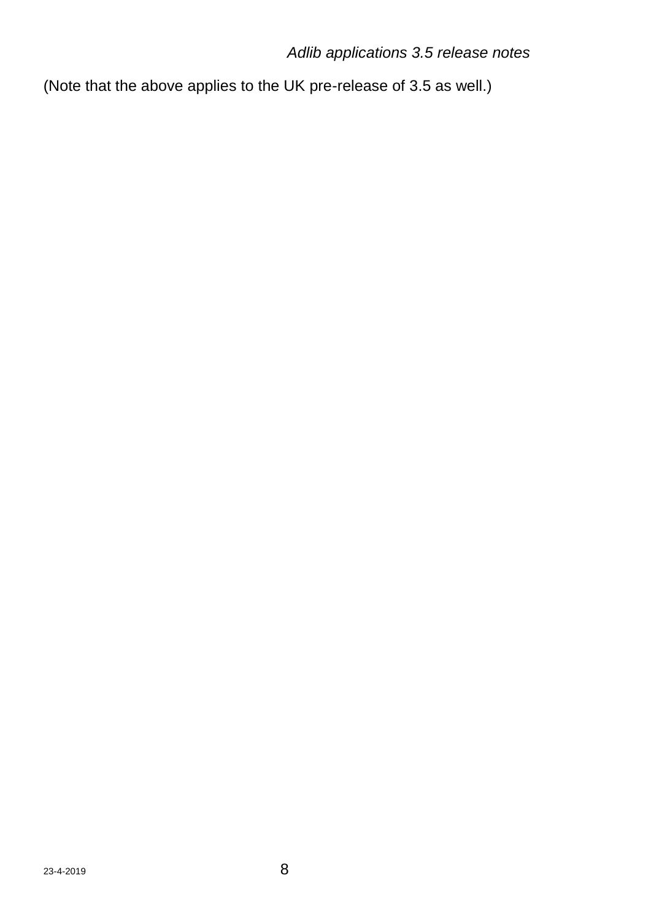(Note that the above applies to the UK pre-release of 3.5 as well.)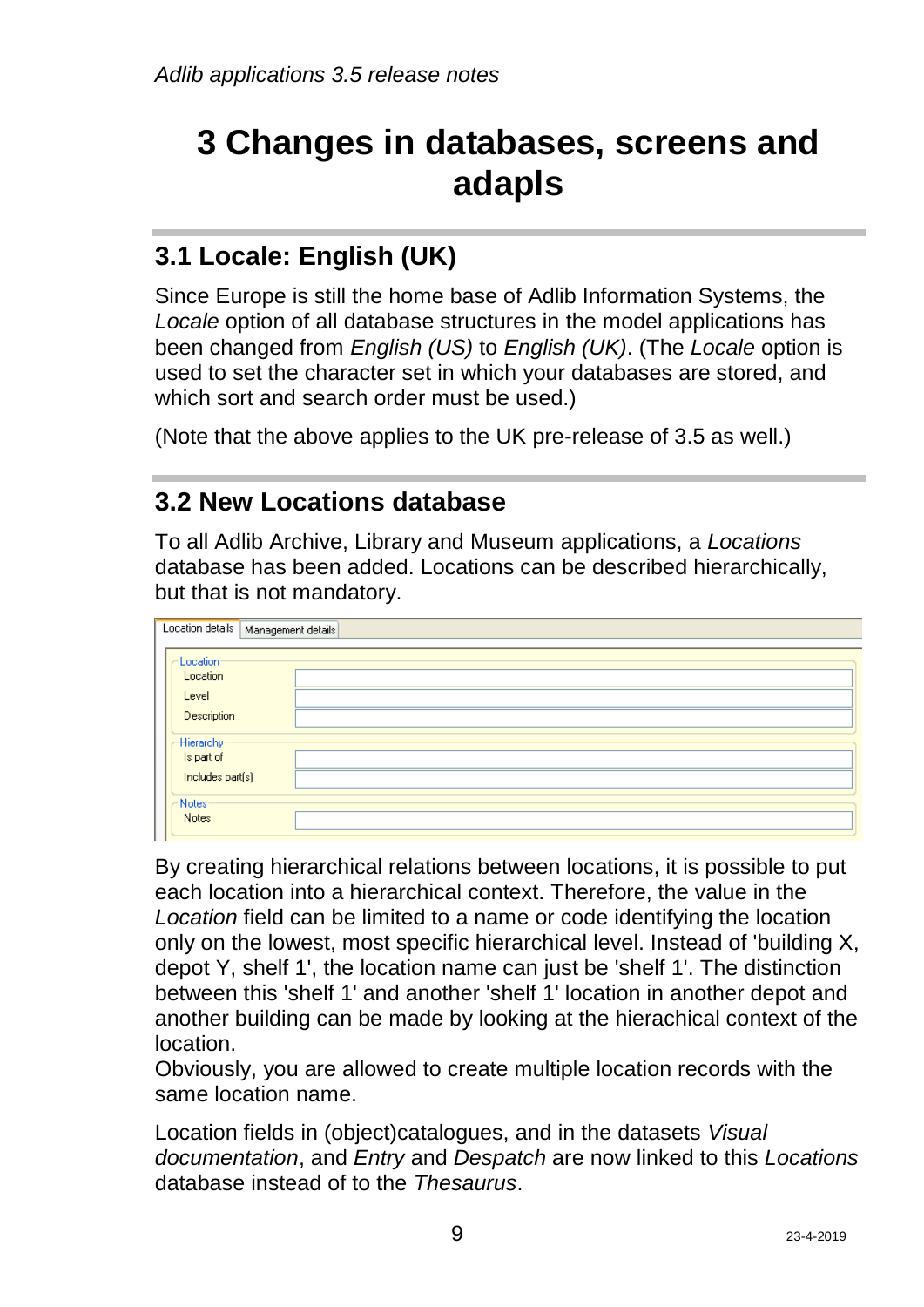# 3 Changes in databases, screens and adapls

## 3.1 Locale: English (UK)

Since Europe is still the home base of Adlib Information Systems, the *Locale* option of all database structures in the model applications has been changed from *English (US)* to *English (UK)*. (The *Locale* option is used to set the character set in which your databases are stored, and which sort and search order must be used.)

(Note that the above applies to the UK pre-release of 3.5 as well.)

## 3.2 New Locations database

To all Adlib Archive, Library and Museum applications, a *Locations* database has been added. Locations can be described hierarchically, but that is not mandatory.

By creating hierarchical relations between locations, it is possible to put each location into a hierarchical context. Therefore, the value in the *Location* field can be limited to a name or code identifying the location only on the lowest, most specific hierarchical level. Instead of 'building X, depot Y, shelf 1', the location name can just be 'shelf 1'. The distinction between this 'shelf 1' and another 'shelf 1' location in another depot and another building can be made by looking at the hierachical context of the location.
Obviously, you are allowed to create multiple location records with the same location name.

Location fields in (object)catalogues, and in the datasets *Visual documentation*, and *Entry* and *Despatch* are now linked to this *Locations* database instead of to the *Thesaurus*.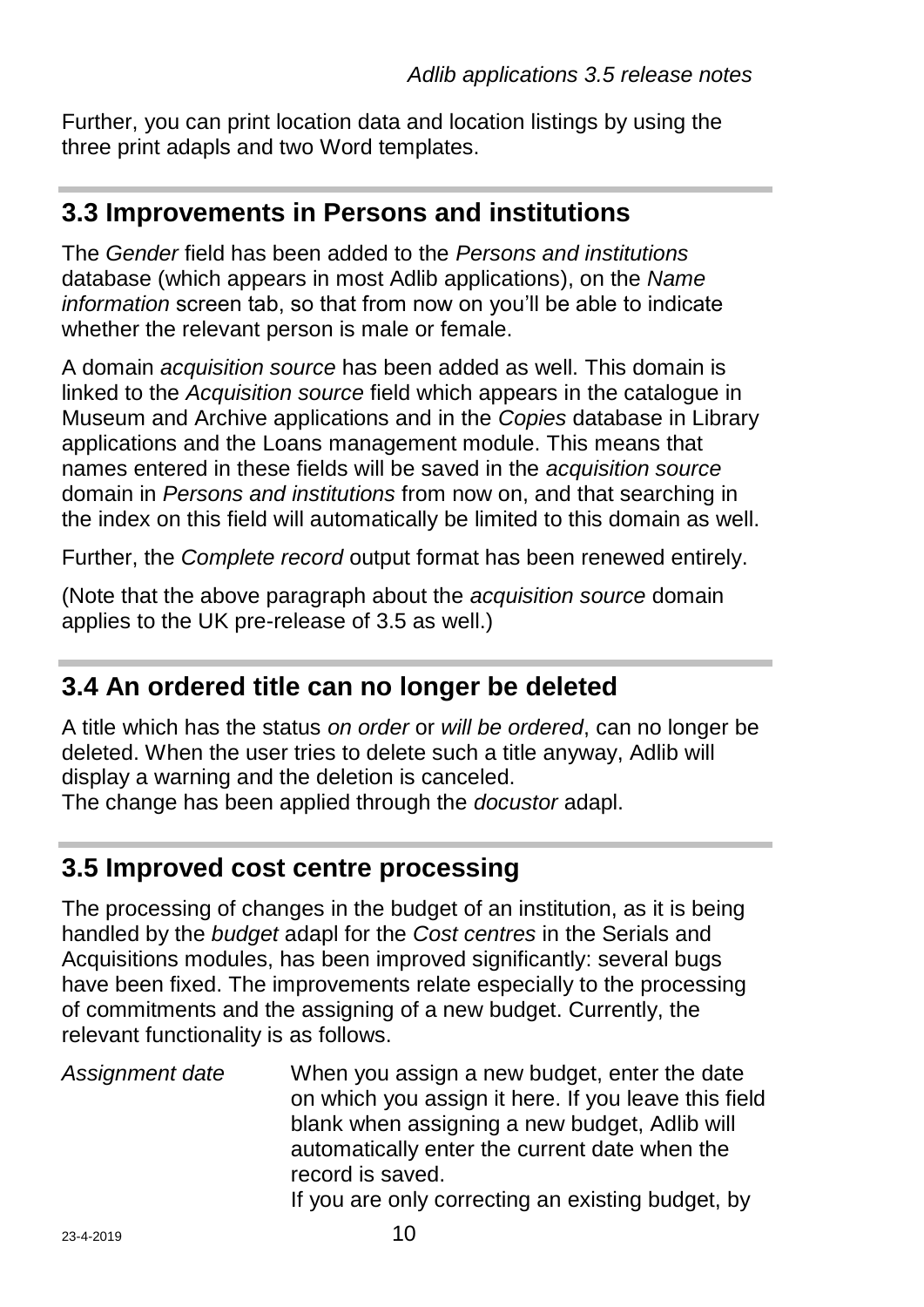Further, you can print location data and location listings by using the three print adapls and two Word templates.

## 3.3 Improvements in Persons and institutions

The *Gender* field has been added to the *Persons and institutions* database (which appears in most Adlib applications), on the *Name information* screen tab, so that from now on you'll be able to indicate whether the relevant person is male or female.

A domain *acquisition source* has been added as well. This domain is linked to the *Acquisition source* field which appears in the catalogue in Museum and Archive applications and in the *Copies* database in Library applications and the Loans management module. This means that names entered in these fields will be saved in the *acquisition source* domain in *Persons and institutions* from now on, and that searching in the index on this field will automatically be limited to this domain as well.

Further, the *Complete record* output format has been renewed entirely.

(Note that the above paragraph about the *acquisition source* domain applies to the UK pre-release of 3.5 as well.)

## 3.4 An ordered title can no longer be deleted

A title which has the status *on order* or *will be ordered*, can no longer be deleted. When the user tries to delete such a title anyway, Adlib will display a warning and the deletion is canceled.
The change has been applied through the *docustor* adapl.

## 3.5 Improved cost centre processing

The processing of changes in the budget of an institution, as it is being handled by the *budget* adapl for the *Cost centres* in the Serials and Acquisitions modules, has been improved significantly: several bugs have been fixed. The improvements relate especially to the processing of commitments and the assigning of a new budget. Currently, the relevant functionality is as follows.

*Assignment date* — When you assign a new budget, enter the date on which you assign it here. If you leave this field blank when assigning a new budget, Adlib will automatically enter the current date when the record is saved.
If you are only correcting an existing budget, by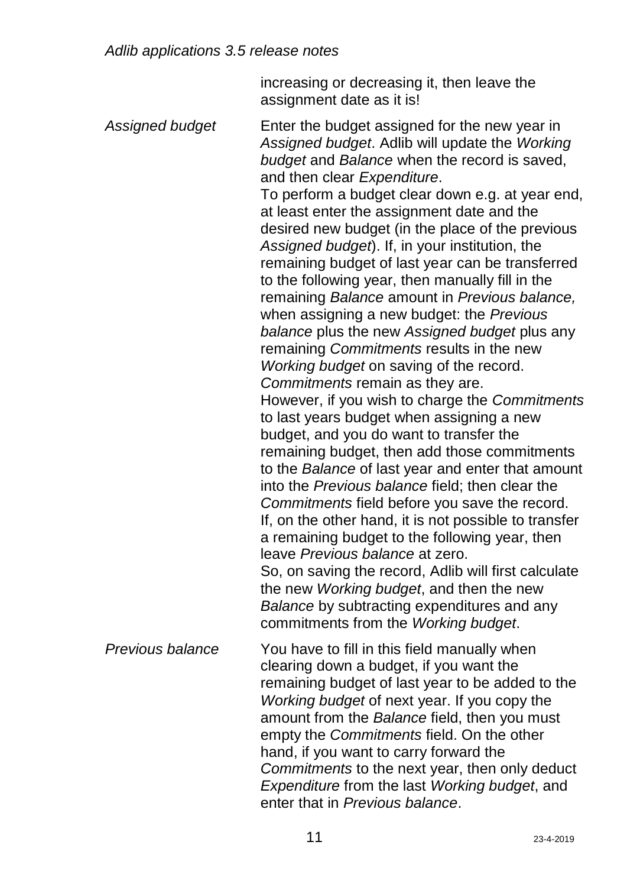increasing or decreasing it, then leave the assignment date as it is!

| | |
|---|---|
| *Assigned budget* | Enter the budget assigned for the new year in *Assigned budget*. Adlib will update the *Working budget* and *Balance* when the record is saved, and then clear *Expenditure*. To perform a budget clear down e.g. at year end, at least enter the assignment date and the desired new budget (in the place of the previous *Assigned budget*). If, in your institution, the remaining budget of last year can be transferred to the following year, then manually fill in the remaining *Balance* amount in *Previous balance,* when assigning a new budget: the *Previous balance* plus the new *Assigned budget* plus any remaining *Commitments* results in the new *Working budget* on saving of the record. *Commitments* remain as they are. However, if you wish to charge the *Commitments* to last years budget when assigning a new budget, and you do want to transfer the remaining budget, then add those commitments to the *Balance* of last year and enter that amount into the *Previous balance* field; then clear the *Commitments* field before you save the record. If, on the other hand, it is not possible to transfer a remaining budget to the following year, then leave *Previous balance* at zero. So, on saving the record, Adlib will first calculate the new *Working budget*, and then the new *Balance* by subtracting expenditures and any commitments from the *Working budget*. |
| *Previous balance* | You have to fill in this field manually when clearing down a budget, if you want the remaining budget of last year to be added to the *Working budget* of next year. If you copy the amount from the *Balance* field, then you must empty the *Commitments* field. On the other hand, if you want to carry forward the *Commitments* to the next year, then only deduct *Expenditure* from the last *Working budget*, and enter that in *Previous balance*. |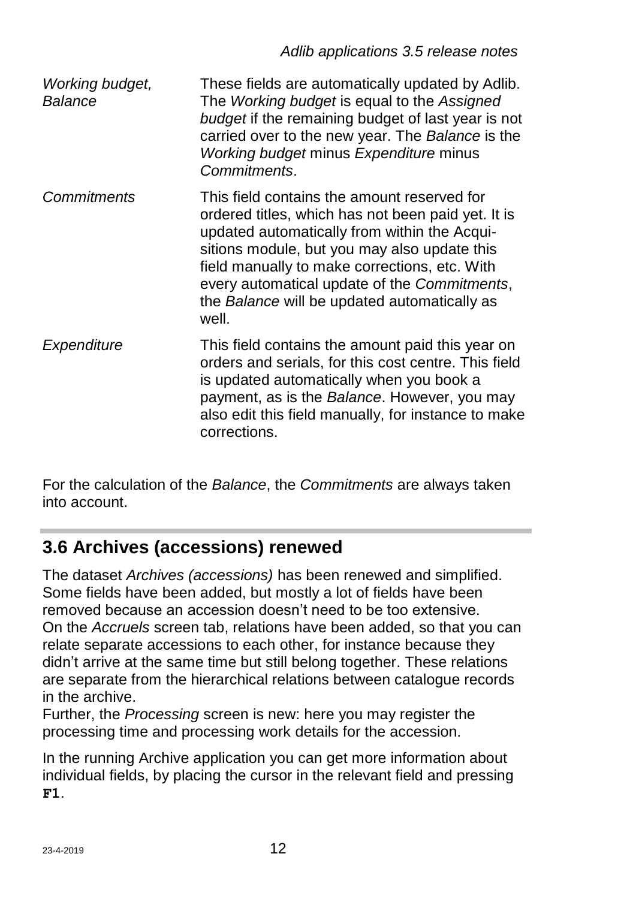| | |
|---|---|
| *Working budget, Balance* | These fields are automatically updated by Adlib. The *Working budget* is equal to the *Assigned budget* if the remaining budget of last year is not carried over to the new year. The *Balance* is the *Working budget* minus *Expenditure* minus *Commitments*. |
| *Commitments* | This field contains the amount reserved for ordered titles, which has not been paid yet. It is updated automatically from within the Acquisitions module, but you may also update this field manually to make corrections, etc. With every automatical update of the *Commitments*, the *Balance* will be updated automatically as well. |
| *Expenditure* | This field contains the amount paid this year on orders and serials, for this cost centre. This field is updated automatically when you book a payment, as is the *Balance*. However, you may also edit this field manually, for instance to make corrections. |

For the calculation of the *Balance*, the *Commitments* are always taken into account.

## 3.6 Archives (accessions) renewed

The dataset *Archives (accessions)* has been renewed and simplified. Some fields have been added, but mostly a lot of fields have been removed because an accession doesn't need to be too extensive.
On the *Accruels* screen tab, relations have been added, so that you can relate separate accessions to each other, for instance because they didn't arrive at the same time but still belong together. These relations are separate from the hierarchical relations between catalogue records in the archive.
Further, the *Processing* screen is new: here you may register the processing time and processing work details for the accession.

In the running Archive application you can get more information about individual fields, by placing the cursor in the relevant field and pressing **F1**.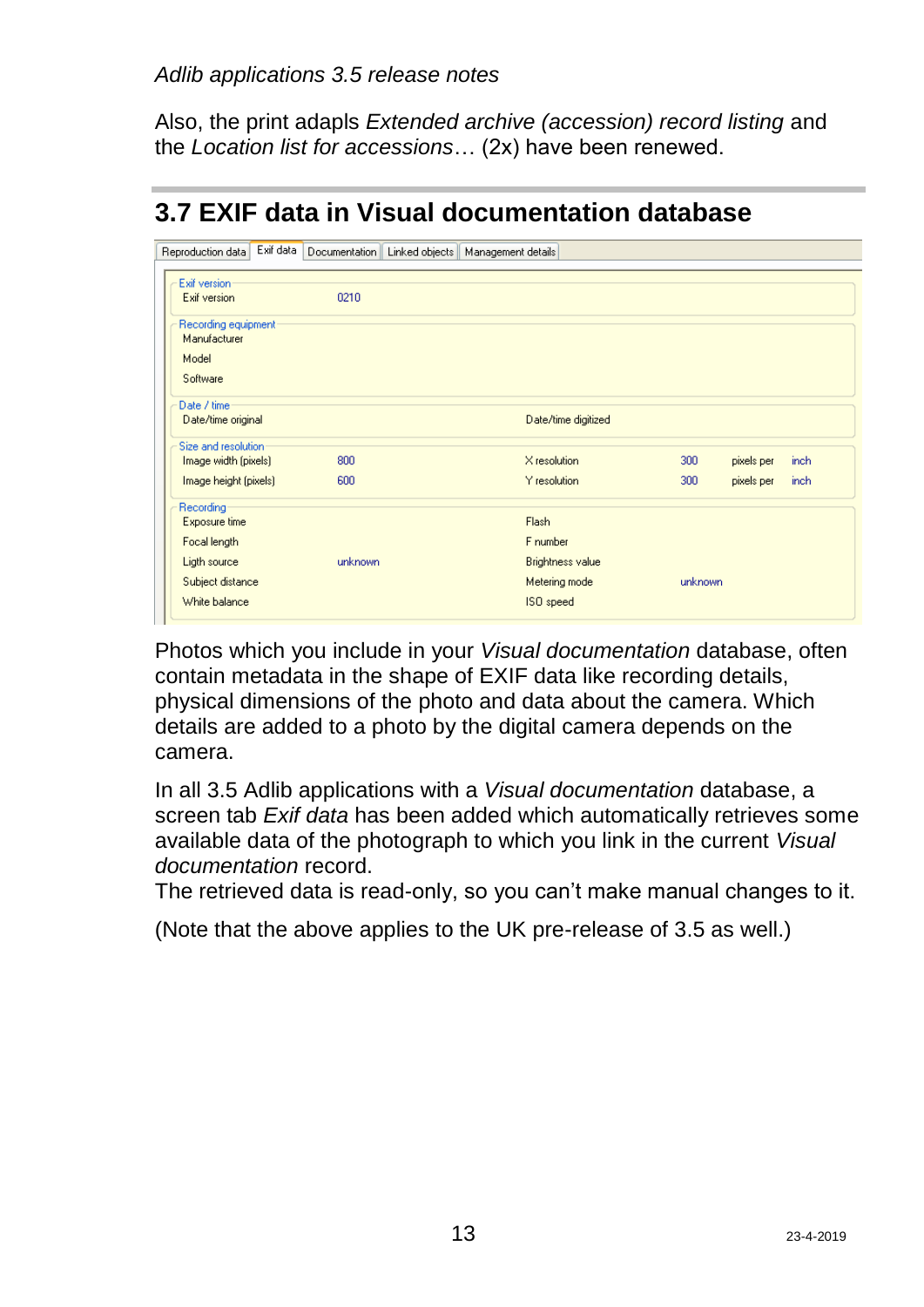Also, the print adapls *Extended archive (accession) record listing* and the *Location list for accessions*… (2x) have been renewed.

## 3.7 EXIF data in Visual documentation database

Photos which you include in your *Visual documentation* database, often contain metadata in the shape of EXIF data like recording details, physical dimensions of the photo and data about the camera. Which details are added to a photo by the digital camera depends on the camera.

In all 3.5 Adlib applications with a *Visual documentation* database, a screen tab *Exif data* has been added which automatically retrieves some available data of the photograph to which you link in the current *Visual documentation* record.
The retrieved data is read-only, so you can't make manual changes to it.

(Note that the above applies to the UK pre-release of 3.5 as well.)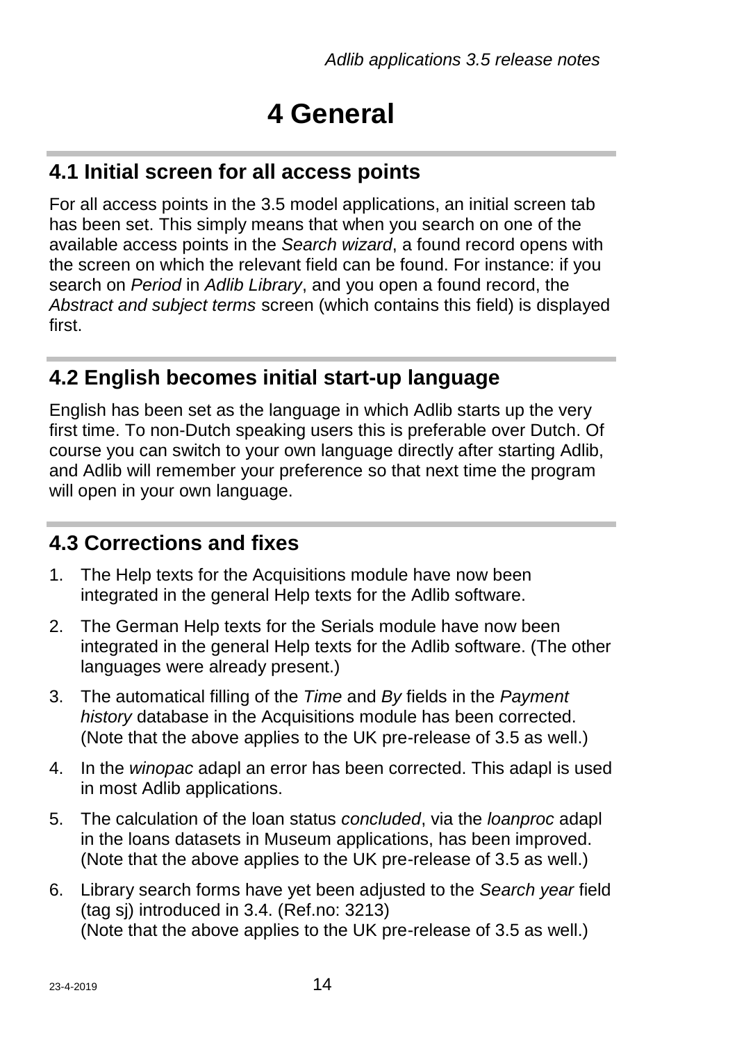# 4 General

## 4.1 Initial screen for all access points

For all access points in the 3.5 model applications, an initial screen tab has been set. This simply means that when you search on one of the available access points in the *Search wizard*, a found record opens with the screen on which the relevant field can be found. For instance: if you search on *Period* in *Adlib Library*, and you open a found record, the *Abstract and subject terms* screen (which contains this field) is displayed first.

## 4.2 English becomes initial start-up language

English has been set as the language in which Adlib starts up the very first time. To non-Dutch speaking users this is preferable over Dutch. Of course you can switch to your own language directly after starting Adlib, and Adlib will remember your preference so that next time the program will open in your own language.

## 4.3 Corrections and fixes

1. The Help texts for the Acquisitions module have now been integrated in the general Help texts for the Adlib software.
2. The German Help texts for the Serials module have now been integrated in the general Help texts for the Adlib software. (The other languages were already present.)
3. The automatical filling of the *Time* and *By* fields in the *Payment history* database in the Acquisitions module has been corrected. (Note that the above applies to the UK pre-release of 3.5 as well.)
4. In the *winopac* adapl an error has been corrected. This adapl is used in most Adlib applications.
5. The calculation of the loan status *concluded*, via the *loanproc* adapl in the loans datasets in Museum applications, has been improved. (Note that the above applies to the UK pre-release of 3.5 as well.)
6. Library search forms have yet been adjusted to the *Search year* field (tag sj) introduced in 3.4. (Ref.no: 3213)
   (Note that the above applies to the UK pre-release of 3.5 as well.)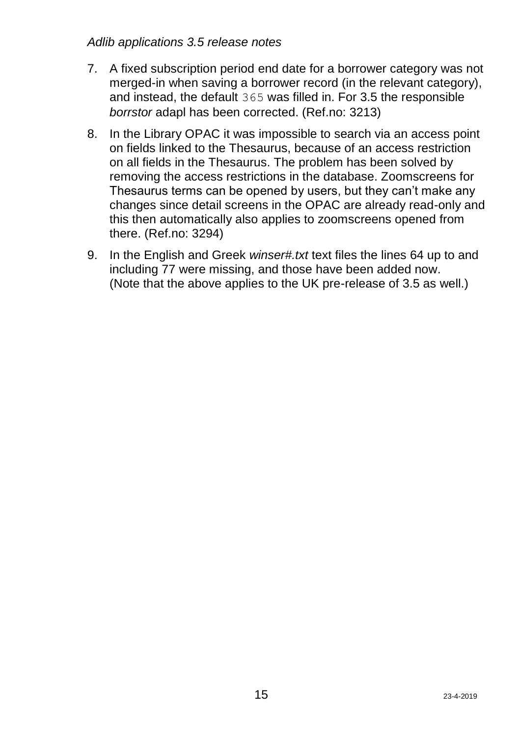7. A fixed subscription period end date for a borrower category was not merged-in when saving a borrower record (in the relevant category), and instead, the default `365` was filled in. For 3.5 the responsible *borrstor* adapl has been corrected. (Ref.no: 3213)

8. In the Library OPAC it was impossible to search via an access point on fields linked to the Thesaurus, because of an access restriction on all fields in the Thesaurus. The problem has been solved by removing the access restrictions in the database. Zoomscreens for Thesaurus terms can be opened by users, but they can't make any changes since detail screens in the OPAC are already read-only and this then automatically also applies to zoomscreens opened from there. (Ref.no: 3294)

9. In the English and Greek *winser#.txt* text files the lines 64 up to and including 77 were missing, and those have been added now. (Note that the above applies to the UK pre-release of 3.5 as well.)